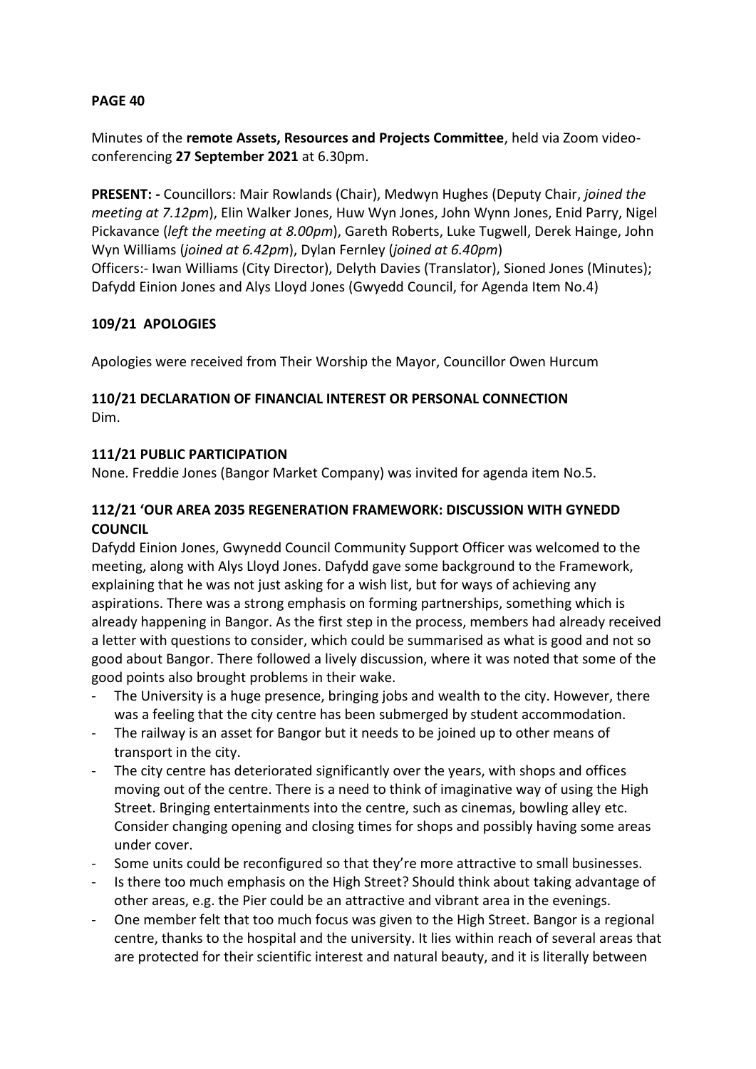**PAGE 40**

Minutes of the **remote Assets, Resources and Projects Committee**, held via Zoom video-conferencing **27 September 2021** at 6.30pm.

**PRESENT: -** Councillors: Mair Rowlands (Chair), Medwyn Hughes (Deputy Chair, *joined the meeting at 7.12pm*), Elin Walker Jones, Huw Wyn Jones, John Wynn Jones, Enid Parry, Nigel Pickavance (*left the meeting at 8.00pm*), Gareth Roberts, Luke Tugwell, Derek Hainge, John Wyn Williams (*joined at 6.42pm*), Dylan Fernley (*joined at 6.40pm*)
Officers:- Iwan Williams (City Director), Delyth Davies (Translator), Sioned Jones (Minutes); Dafydd Einion Jones and Alys Lloyd Jones (Gwyedd Council, for Agenda Item No.4)

**109/21 APOLOGIES**

Apologies were received from Their Worship the Mayor, Councillor Owen Hurcum

**110/21 DECLARATION OF FINANCIAL INTEREST OR PERSONAL CONNECTION**
Dim.

**111/21 PUBLIC PARTICIPATION**
None. Freddie Jones (Bangor Market Company) was invited for agenda item No.5.

**112/21 'OUR AREA 2035 REGENERATION FRAMEWORK: DISCUSSION WITH GYNEDD COUNCIL**
Dafydd Einion Jones, Gwynedd Council Community Support Officer was welcomed to the meeting, along with Alys Lloyd Jones. Dafydd gave some background to the Framework, explaining that he was not just asking for a wish list, but for ways of achieving any aspirations. There was a strong emphasis on forming partnerships, something which is already happening in Bangor. As the first step in the process, members had already received a letter with questions to consider, which could be summarised as what is good and not so good about Bangor. There followed a lively discussion, where it was noted that some of the good points also brought problems in their wake.

- The University is a huge presence, bringing jobs and wealth to the city. However, there was a feeling that the city centre has been submerged by student accommodation.
- The railway is an asset for Bangor but it needs to be joined up to other means of transport in the city.
- The city centre has deteriorated significantly over the years, with shops and offices moving out of the centre. There is a need to think of imaginative way of using the High Street. Bringing entertainments into the centre, such as cinemas, bowling alley etc. Consider changing opening and closing times for shops and possibly having some areas under cover.
- Some units could be reconfigured so that they're more attractive to small businesses.
- Is there too much emphasis on the High Street? Should think about taking advantage of other areas, e.g. the Pier could be an attractive and vibrant area in the evenings.
- One member felt that too much focus was given to the High Street. Bangor is a regional centre, thanks to the hospital and the university. It lies within reach of several areas that are protected for their scientific interest and natural beauty, and it is literally between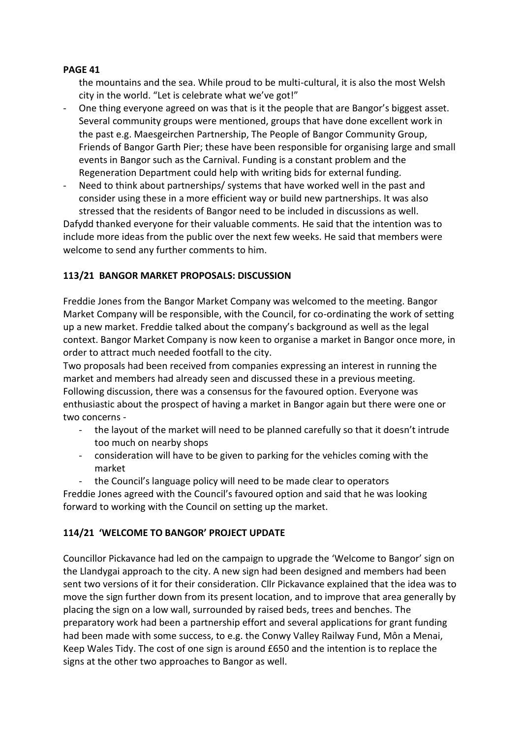**PAGE 41**

the mountains and the sea. While proud to be multi-cultural, it is also the most Welsh city in the world. "Let is celebrate what we've got!"

- One thing everyone agreed on was that is it the people that are Bangor's biggest asset. Several community groups were mentioned, groups that have done excellent work in the past e.g. Maesgeirchen Partnership, The People of Bangor Community Group, Friends of Bangor Garth Pier; these have been responsible for organising large and small events in Bangor such as the Carnival. Funding is a constant problem and the Regeneration Department could help with writing bids for external funding.
- Need to think about partnerships/ systems that have worked well in the past and consider using these in a more efficient way or build new partnerships. It was also stressed that the residents of Bangor need to be included in discussions as well.

Dafydd thanked everyone for their valuable comments. He said that the intention was to include more ideas from the public over the next few weeks. He said that members were welcome to send any further comments to him.

**113/21 BANGOR MARKET PROPOSALS: DISCUSSION**

Freddie Jones from the Bangor Market Company was welcomed to the meeting. Bangor Market Company will be responsible, with the Council, for co-ordinating the work of setting up a new market. Freddie talked about the company's background as well as the legal context. Bangor Market Company is now keen to organise a market in Bangor once more, in order to attract much needed footfall to the city.

Two proposals had been received from companies expressing an interest in running the market and members had already seen and discussed these in a previous meeting. Following discussion, there was a consensus for the favoured option. Everyone was enthusiastic about the prospect of having a market in Bangor again but there were one or two concerns -

- the layout of the market will need to be planned carefully so that it doesn't intrude too much on nearby shops
- consideration will have to be given to parking for the vehicles coming with the market
- the Council's language policy will need to be made clear to operators

Freddie Jones agreed with the Council's favoured option and said that he was looking forward to working with the Council on setting up the market.

**114/21 'WELCOME TO BANGOR' PROJECT UPDATE**

Councillor Pickavance had led on the campaign to upgrade the 'Welcome to Bangor' sign on the Llandygai approach to the city. A new sign had been designed and members had been sent two versions of it for their consideration. Cllr Pickavance explained that the idea was to move the sign further down from its present location, and to improve that area generally by placing the sign on a low wall, surrounded by raised beds, trees and benches. The preparatory work had been a partnership effort and several applications for grant funding had been made with some success, to e.g. the Conwy Valley Railway Fund, Môn a Menai, Keep Wales Tidy. The cost of one sign is around £650 and the intention is to replace the signs at the other two approaches to Bangor as well.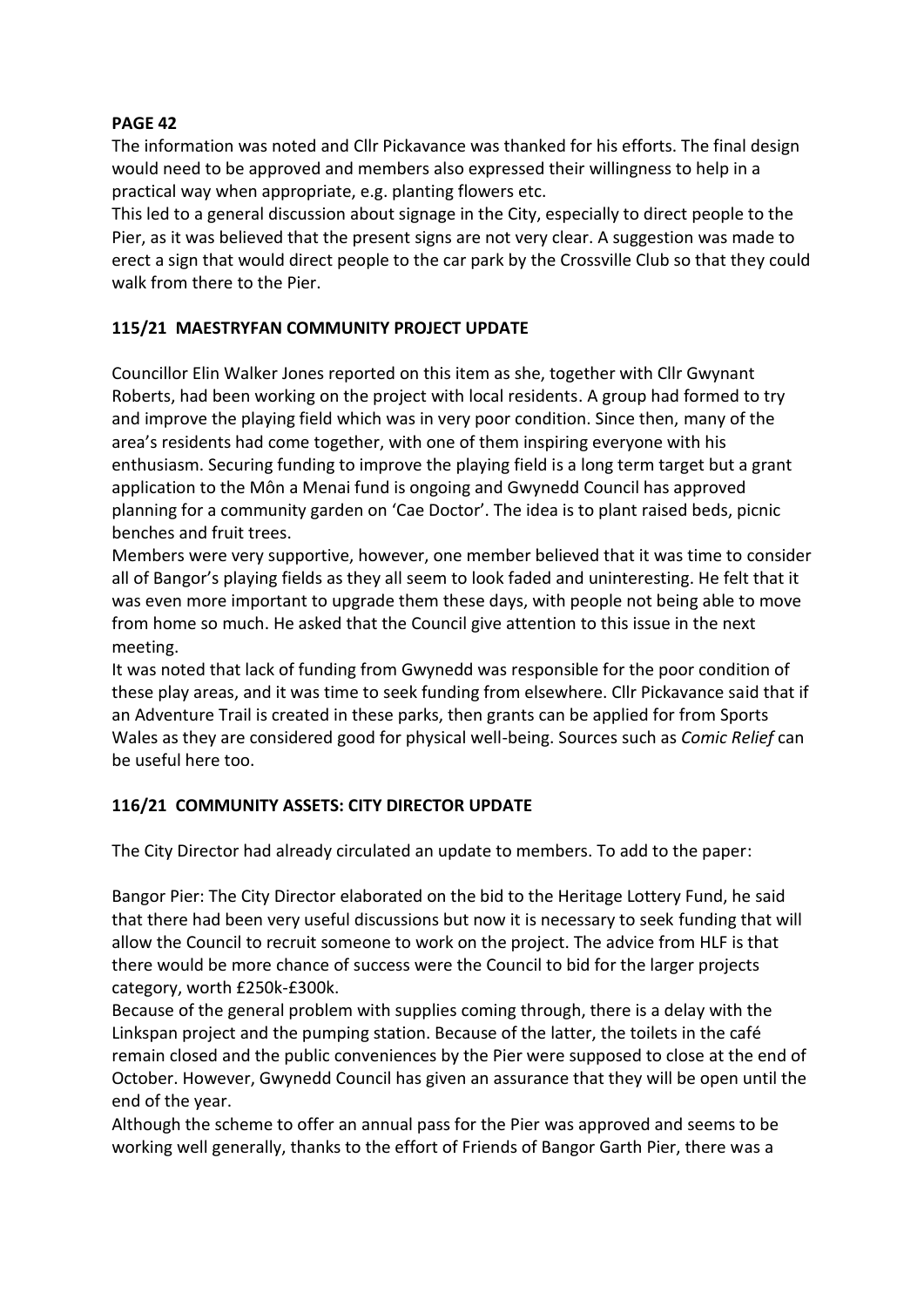**PAGE 42**

The information was noted and Cllr Pickavance was thanked for his efforts. The final design would need to be approved and members also expressed their willingness to help in a practical way when appropriate, e.g. planting flowers etc.

This led to a general discussion about signage in the City, especially to direct people to the Pier, as it was believed that the present signs are not very clear. A suggestion was made to erect a sign that would direct people to the car park by the Crossville Club so that they could walk from there to the Pier.

**115/21 MAESTRYFAN COMMUNITY PROJECT UPDATE**

Councillor Elin Walker Jones reported on this item as she, together with Cllr Gwynant Roberts, had been working on the project with local residents. A group had formed to try and improve the playing field which was in very poor condition. Since then, many of the area's residents had come together, with one of them inspiring everyone with his enthusiasm. Securing funding to improve the playing field is a long term target but a grant application to the Môn a Menai fund is ongoing and Gwynedd Council has approved planning for a community garden on 'Cae Doctor'. The idea is to plant raised beds, picnic benches and fruit trees.

Members were very supportive, however, one member believed that it was time to consider all of Bangor's playing fields as they all seem to look faded and uninteresting. He felt that it was even more important to upgrade them these days, with people not being able to move from home so much. He asked that the Council give attention to this issue in the next meeting.

It was noted that lack of funding from Gwynedd was responsible for the poor condition of these play areas, and it was time to seek funding from elsewhere. Cllr Pickavance said that if an Adventure Trail is created in these parks, then grants can be applied for from Sports Wales as they are considered good for physical well-being. Sources such as *Comic Relief* can be useful here too.

**116/21 COMMUNITY ASSETS: CITY DIRECTOR UPDATE**

The City Director had already circulated an update to members. To add to the paper:

Bangor Pier: The City Director elaborated on the bid to the Heritage Lottery Fund, he said that there had been very useful discussions but now it is necessary to seek funding that will allow the Council to recruit someone to work on the project. The advice from HLF is that there would be more chance of success were the Council to bid for the larger projects category, worth £250k-£300k.

Because of the general problem with supplies coming through, there is a delay with the Linkspan project and the pumping station. Because of the latter, the toilets in the café remain closed and the public conveniences by the Pier were supposed to close at the end of October. However, Gwynedd Council has given an assurance that they will be open until the end of the year.

Although the scheme to offer an annual pass for the Pier was approved and seems to be working well generally, thanks to the effort of Friends of Bangor Garth Pier, there was a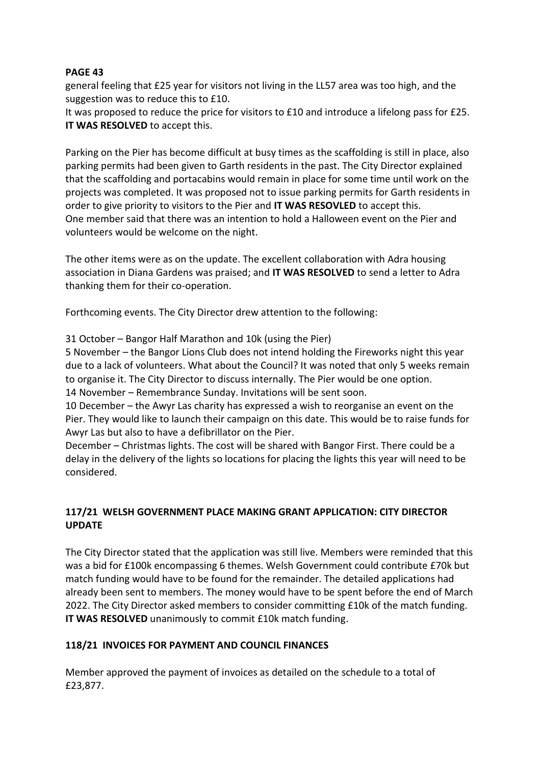**PAGE 43**

general feeling that £25 year for visitors not living in the LL57 area was too high, and the suggestion was to reduce this to £10.

It was proposed to reduce the price for visitors to £10 and introduce a lifelong pass for £25. **IT WAS RESOLVED** to accept this.

Parking on the Pier has become difficult at busy times as the scaffolding is still in place, also parking permits had been given to Garth residents in the past. The City Director explained that the scaffolding and portacabins would remain in place for some time until work on the projects was completed. It was proposed not to issue parking permits for Garth residents in order to give priority to visitors to the Pier and **IT WAS RESOVLED** to accept this.

One member said that there was an intention to hold a Halloween event on the Pier and volunteers would be welcome on the night.

The other items were as on the update. The excellent collaboration with Adra housing association in Diana Gardens was praised; and **IT WAS RESOLVED** to send a letter to Adra thanking them for their co-operation.

Forthcoming events. The City Director drew attention to the following:

31 October – Bangor Half Marathon and 10k (using the Pier)

5 November – the Bangor Lions Club does not intend holding the Fireworks night this year due to a lack of volunteers. What about the Council? It was noted that only 5 weeks remain to organise it. The City Director to discuss internally. The Pier would be one option.

14 November – Remembrance Sunday. Invitations will be sent soon.

10 December – the Awyr Las charity has expressed a wish to reorganise an event on the Pier. They would like to launch their campaign on this date. This would be to raise funds for Awyr Las but also to have a defibrillator on the Pier.

December – Christmas lights. The cost will be shared with Bangor First. There could be a delay in the delivery of the lights so locations for placing the lights this year will need to be considered.

## 117/21 WELSH GOVERNMENT PLACE MAKING GRANT APPLICATION: CITY DIRECTOR UPDATE

The City Director stated that the application was still live. Members were reminded that this was a bid for £100k encompassing 6 themes. Welsh Government could contribute £70k but match funding would have to be found for the remainder. The detailed applications had already been sent to members. The money would have to be spent before the end of March 2022. The City Director asked members to consider committing £10k of the match funding. **IT WAS RESOLVED** unanimously to commit £10k match funding.

## 118/21 INVOICES FOR PAYMENT AND COUNCIL FINANCES

Member approved the payment of invoices as detailed on the schedule to a total of £23,877.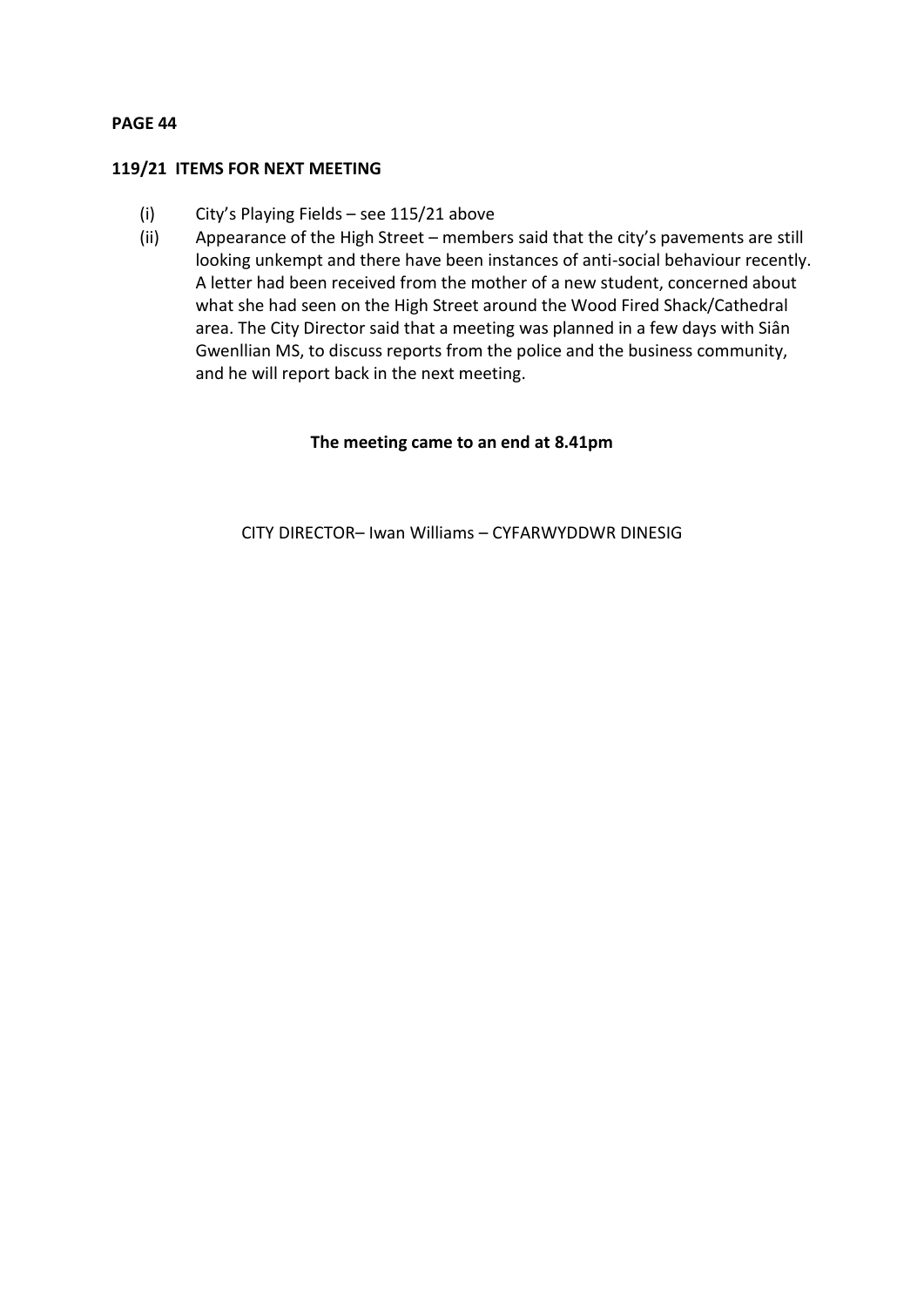**119/21 ITEMS FOR NEXT MEETING**

(i) City's Playing Fields – see 115/21 above

(ii) Appearance of the High Street – members said that the city's pavements are still looking unkempt and there have been instances of anti-social behaviour recently. A letter had been received from the mother of a new student, concerned about what she had seen on the High Street around the Wood Fired Shack/Cathedral area. The City Director said that a meeting was planned in a few days with Siân Gwenllian MS, to discuss reports from the police and the business community, and he will report back in the next meeting.

**The meeting came to an end at 8.41pm**

CITY DIRECTOR– Iwan Williams – CYFARWYDDWR DINESIG